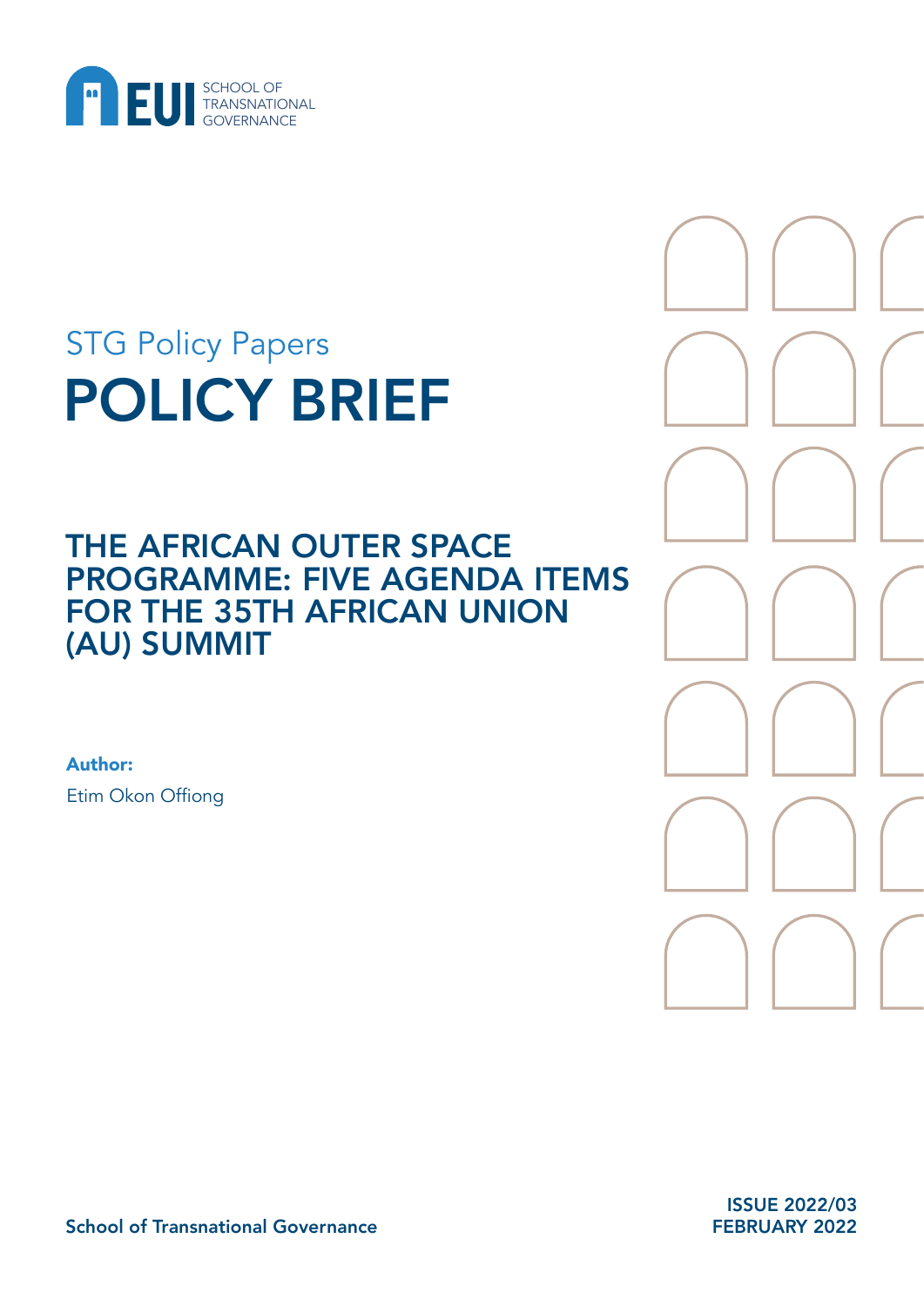EUI SCHOOL OF TRANSNATIONAL GOVERNANCE

STG Policy Papers

# POLICY BRIEF

## THE AFRICAN OUTER SPACE PROGRAMME: FIVE AGENDA ITEMS FOR THE 35TH AFRICAN UNION (AU) SUMMIT

**Author:**

Etim Okon Offiong

School of Transnational Governance

ISSUE 2022/03
FEBRUARY 2022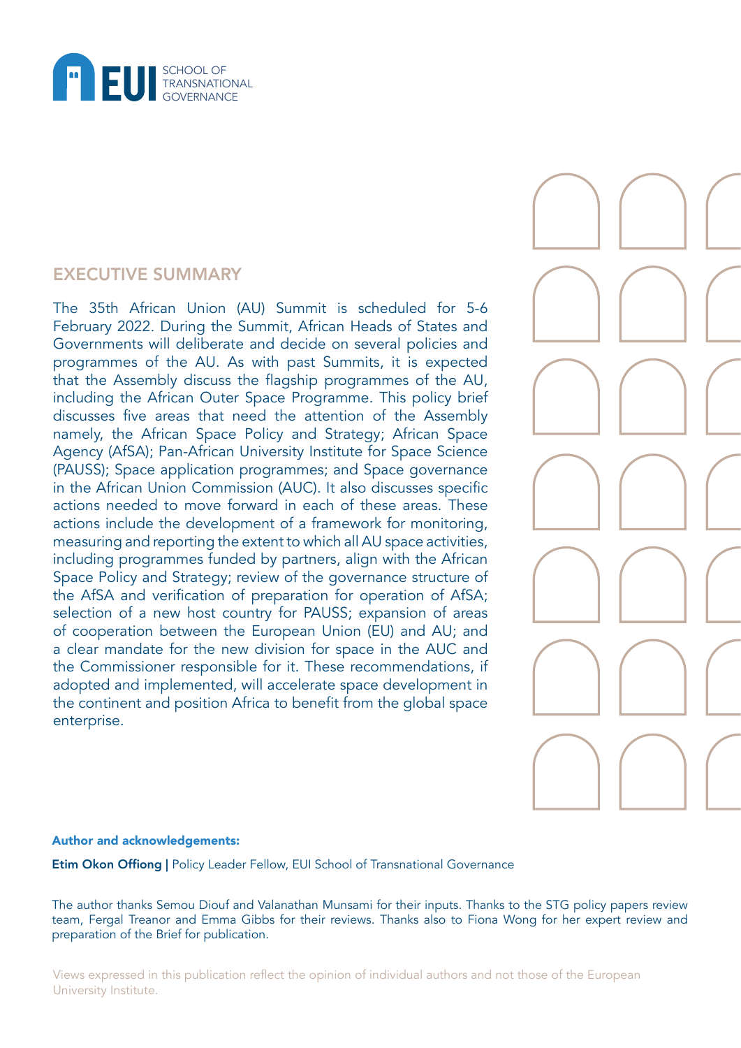## EXECUTIVE SUMMARY

The 35th African Union (AU) Summit is scheduled for 5-6 February 2022. During the Summit, African Heads of States and Governments will deliberate and decide on several policies and programmes of the AU. As with past Summits, it is expected that the Assembly discuss the flagship programmes of the AU, including the African Outer Space Programme. This policy brief discusses five areas that need the attention of the Assembly namely, the African Space Policy and Strategy; African Space Agency (AfSA); Pan-African University Institute for Space Science (PAUSS); Space application programmes; and Space governance in the African Union Commission (AUC). It also discusses specific actions needed to move forward in each of these areas. These actions include the development of a framework for monitoring, measuring and reporting the extent to which all AU space activities, including programmes funded by partners, align with the African Space Policy and Strategy; review of the governance structure of the AfSA and verification of preparation for operation of AfSA; selection of a new host country for PAUSS; expansion of areas of cooperation between the European Union (EU) and AU; and a clear mandate for the new division for space in the AUC and the Commissioner responsible for it. These recommendations, if adopted and implemented, will accelerate space development in the continent and position Africa to benefit from the global space enterprise.

**Author and acknowledgements:**

**Etim Okon Offiong |** Policy Leader Fellow, EUI School of Transnational Governance

The author thanks Semou Diouf and Valanathan Munsami for their inputs. Thanks to the STG policy papers review team, Fergal Treanor and Emma Gibbs for their reviews. Thanks also to Fiona Wong for her expert review and preparation of the Brief for publication.

Views expressed in this publication reflect the opinion of individual authors and not those of the European University Institute.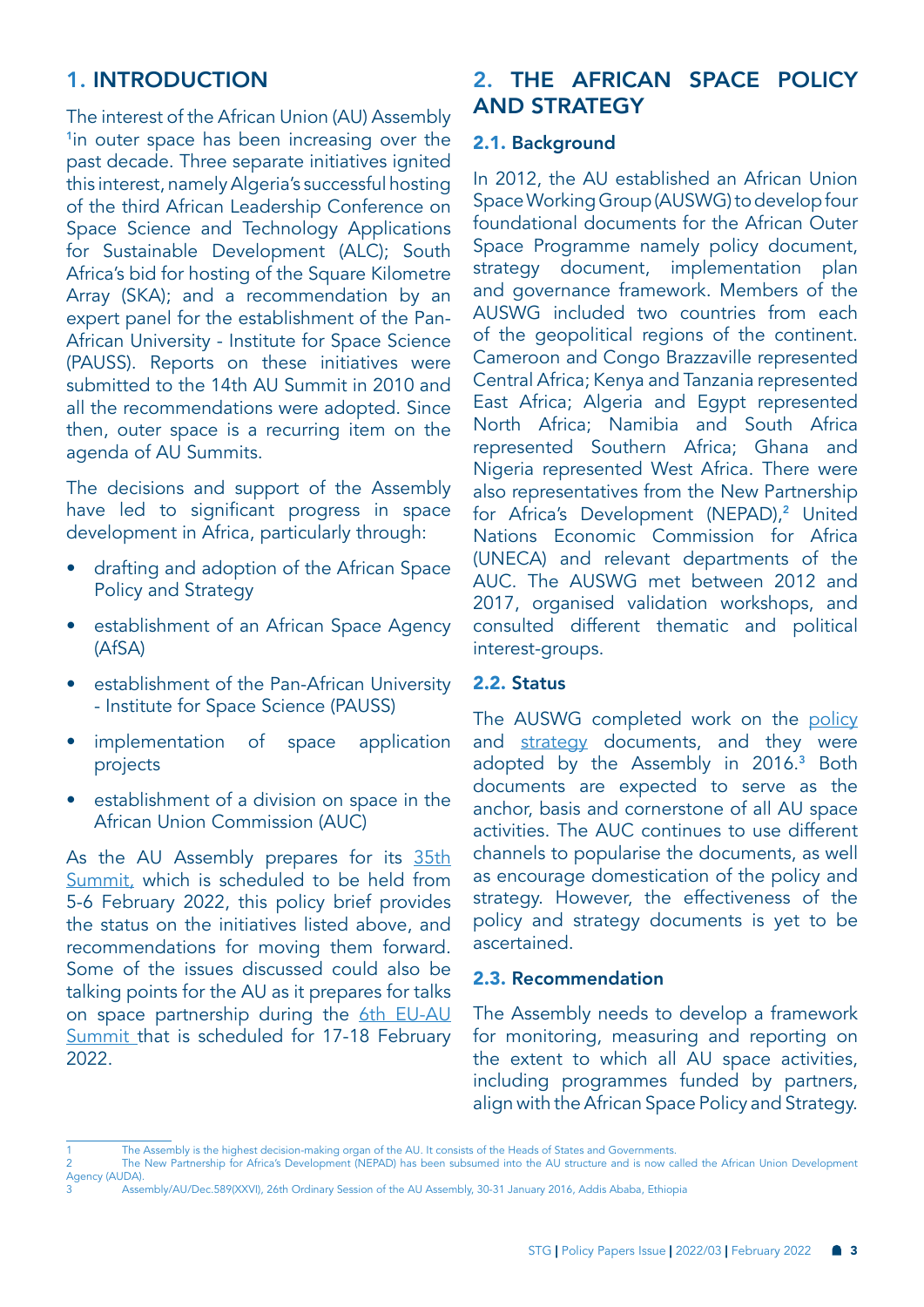## 1. INTRODUCTION

The interest of the African Union (AU) Assembly [1] in outer space has been increasing over the past decade. Three separate initiatives ignited this interest, namely Algeria's successful hosting of the third African Leadership Conference on Space Science and Technology Applications for Sustainable Development (ALC); South Africa's bid for hosting of the Square Kilometre Array (SKA); and a recommendation by an expert panel for the establishment of the Pan-African University - Institute for Space Science (PAUSS). Reports on these initiatives were submitted to the 14th AU Summit in 2010 and all the recommendations were adopted. Since then, outer space is a recurring item on the agenda of AU Summits.

The decisions and support of the Assembly have led to significant progress in space development in Africa, particularly through:

- drafting and adoption of the African Space Policy and Strategy
- establishment of an African Space Agency (AfSA)
- establishment of the Pan-African University - Institute for Space Science (PAUSS)
- implementation of space application projects
- establishment of a division on space in the African Union Commission (AUC)

As the AU Assembly prepares for its 35th Summit, which is scheduled to be held from 5-6 February 2022, this policy brief provides the status on the initiatives listed above, and recommendations for moving them forward. Some of the issues discussed could also be talking points for the AU as it prepares for talks on space partnership during the 6th EU-AU Summit that is scheduled for 17-18 February 2022.

## 2. THE AFRICAN SPACE POLICY AND STRATEGY

### 2.1. Background

In 2012, the AU established an African Union Space Working Group (AUSWG) to develop four foundational documents for the African Outer Space Programme namely policy document, strategy document, implementation plan and governance framework. Members of the AUSWG included two countries from each of the geopolitical regions of the continent. Cameroon and Congo Brazzaville represented Central Africa; Kenya and Tanzania represented East Africa; Algeria and Egypt represented North Africa; Namibia and South Africa represented Southern Africa; Ghana and Nigeria represented West Africa. There were also representatives from the New Partnership for Africa's Development (NEPAD),[2] United Nations Economic Commission for Africa (UNECA) and relevant departments of the AUC. The AUSWG met between 2012 and 2017, organised validation workshops, and consulted different thematic and political interest-groups.

### 2.2. Status

The AUSWG completed work on the policy and strategy documents, and they were adopted by the Assembly in 2016.[3] Both documents are expected to serve as the anchor, basis and cornerstone of all AU space activities. The AUC continues to use different channels to popularise the documents, as well as encourage domestication of the policy and strategy. However, the effectiveness of the policy and strategy documents is yet to be ascertained.

### 2.3. Recommendation

The Assembly needs to develop a framework for monitoring, measuring and reporting on the extent to which all AU space activities, including programmes funded by partners, align with the African Space Policy and Strategy.

---

1 The Assembly is the highest decision-making organ of the AU. It consists of the Heads of States and Governments.

2 The New Partnership for Africa's Development (NEPAD) has been subsumed into the AU structure and is now called the African Union Development Agency (AUDA).

3 Assembly/AU/Dec.589(XXVI), 26th Ordinary Session of the AU Assembly, 30-31 January 2016, Addis Ababa, Ethiopia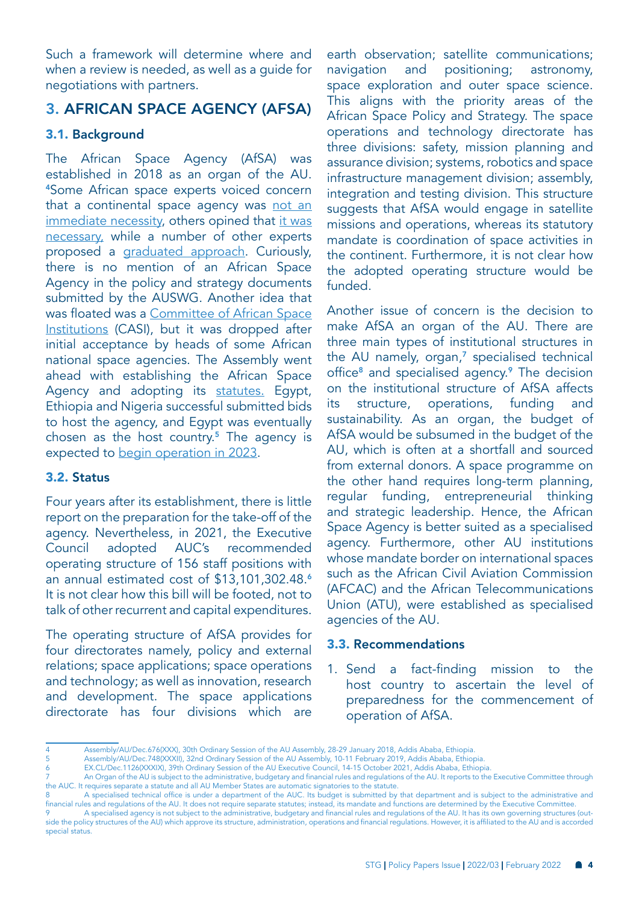Such a framework will determine where and when a review is needed, as well as a guide for negotiations with partners.

## 3. AFRICAN SPACE AGENCY (AFSA)

### 3.1. Background

The African Space Agency (AfSA) was established in 2018 as an organ of the AU. [4]Some African space experts voiced concern that a continental space agency was not an immediate necessity, others opined that it was necessary, while a number of other experts proposed a graduated approach. Curiously, there is no mention of an African Space Agency in the policy and strategy documents submitted by the AUSWG. Another idea that was floated was a Committee of African Space Institutions (CASI), but it was dropped after initial acceptance by heads of some African national space agencies. The Assembly went ahead with establishing the African Space Agency and adopting its statutes. Egypt, Ethiopia and Nigeria successful submitted bids to host the agency, and Egypt was eventually chosen as the host country.[5] The agency is expected to begin operation in 2023.

### 3.2. Status

Four years after its establishment, there is little report on the preparation for the take-off of the agency. Nevertheless, in 2021, the Executive Council adopted AUC's recommended operating structure of 156 staff positions with an annual estimated cost of $13,101,302.48.[6] It is not clear how this bill will be footed, not to talk of other recurrent and capital expenditures.

The operating structure of AfSA provides for four directorates namely, policy and external relations; space applications; space operations and technology; as well as innovation, research and development. The space applications directorate has four divisions which are earth observation; satellite communications; navigation and positioning; astronomy, space exploration and outer space science. This aligns with the priority areas of the African Space Policy and Strategy. The space operations and technology directorate has three divisions: safety, mission planning and assurance division; systems, robotics and space infrastructure management division; assembly, integration and testing division. This structure suggests that AfSA would engage in satellite missions and operations, whereas its statutory mandate is coordination of space activities in the continent. Furthermore, it is not clear how the adopted operating structure would be funded.

Another issue of concern is the decision to make AfSA an organ of the AU. There are three main types of institutional structures in the AU namely, organ,[7] specialised technical office[8] and specialised agency.[9] The decision on the institutional structure of AfSA affects its structure, operations, funding and sustainability. As an organ, the budget of AfSA would be subsumed in the budget of the AU, which is often at a shortfall and sourced from external donors. A space programme on the other hand requires long-term planning, regular funding, entrepreneurial thinking and strategic leadership. Hence, the African Space Agency is better suited as a specialised agency. Furthermore, other AU institutions whose mandate border on international spaces such as the African Civil Aviation Commission (AFCAC) and the African Telecommunications Union (ATU), were established as specialised agencies of the AU.

### 3.3. Recommendations

1. Send a fact-finding mission to the host country to ascertain the level of preparedness for the commencement of operation of AfSA.

---

4 Assembly/AU/Dec.676(XXX), 30th Ordinary Session of the AU Assembly, 28-29 January 2018, Addis Ababa, Ethiopia.

5 Assembly/AU/Dec.748(XXXII), 32nd Ordinary Session of the AU Assembly, 10-11 February 2019, Addis Ababa, Ethiopia.

6 EX.CL/Dec.1126(XXXIX), 39th Ordinary Session of the AU Executive Council, 14-15 October 2021, Addis Ababa, Ethiopia.

7 An Organ of the AU is subject to the administrative, budgetary and financial rules and regulations of the AU. It reports to the Executive Committee through the AUC. It requires separate a statute and all AU Member States are automatic signatories to the statute.

8 A specialised technical office is under a department of the AUC. Its budget is submitted by that department and is subject to the administrative and financial rules and regulations of the AU. It does not require separate statutes; instead, its mandate and functions are determined by the Executive Committee.

9 A specialised agency is not subject to the administrative, budgetary and financial rules and regulations of the AU. It has its own governing structures (outside the policy structures of the AU) which approve its structure, administration, operations and financial regulations. However, it is affiliated to the AU and is accorded special status.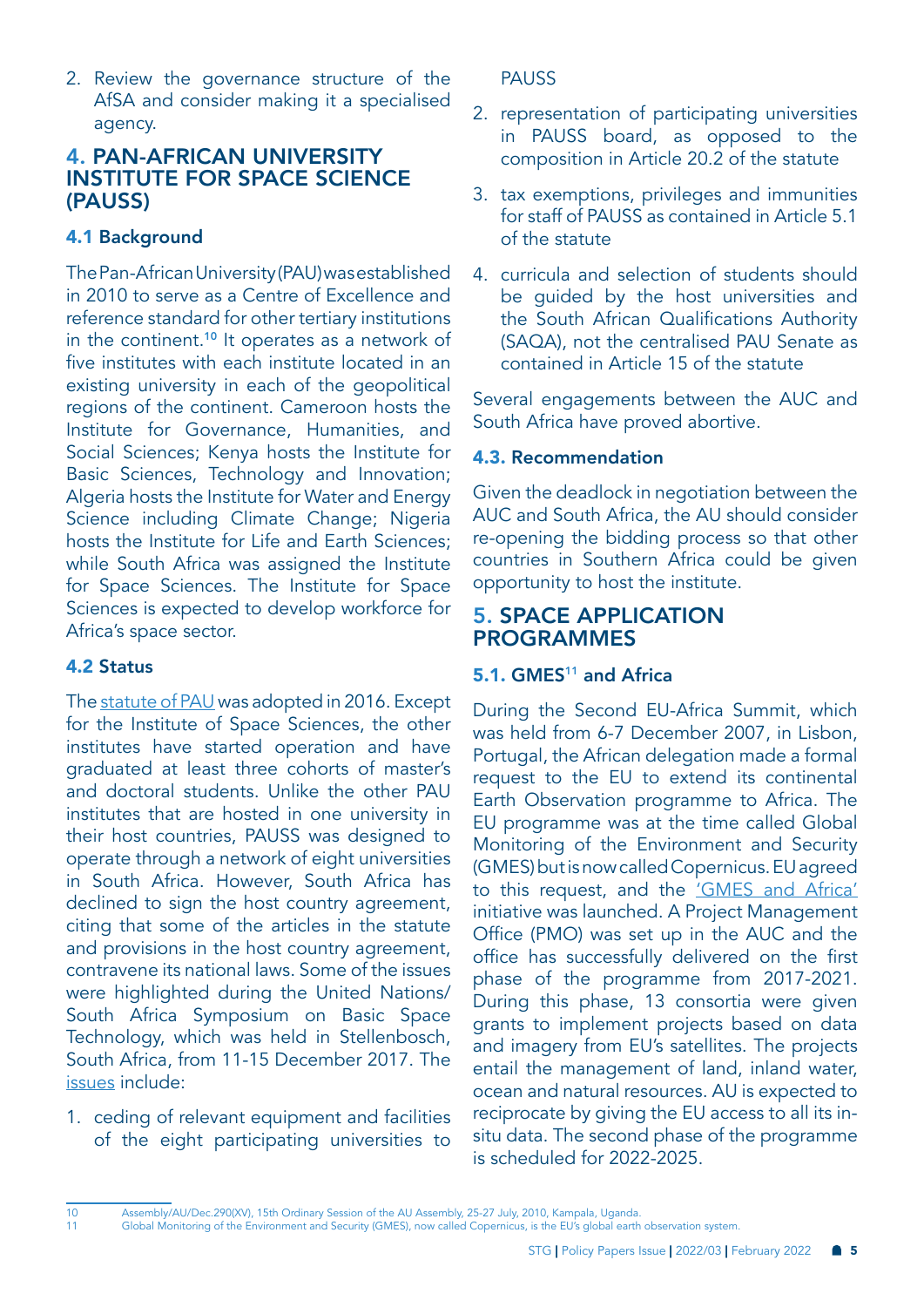2. Review the governance structure of the AfSA and consider making it a specialised agency.

## 4. PAN-AFRICAN UNIVERSITY INSTITUTE FOR SPACE SCIENCE (PAUSS)

### 4.1 Background

The Pan-African University (PAU) was established in 2010 to serve as a Centre of Excellence and reference standard for other tertiary institutions in the continent.[10] It operates as a network of five institutes with each institute located in an existing university in each of the geopolitical regions of the continent. Cameroon hosts the Institute for Governance, Humanities, and Social Sciences; Kenya hosts the Institute for Basic Sciences, Technology and Innovation; Algeria hosts the Institute for Water and Energy Science including Climate Change; Nigeria hosts the Institute for Life and Earth Sciences; while South Africa was assigned the Institute for Space Sciences. The Institute for Space Sciences is expected to develop workforce for Africa's space sector.

### 4.2 Status

The statute of PAU was adopted in 2016. Except for the Institute of Space Sciences, the other institutes have started operation and have graduated at least three cohorts of master's and doctoral students. Unlike the other PAU institutes that are hosted in one university in their host countries, PAUSS was designed to operate through a network of eight universities in South Africa. However, South Africa has declined to sign the host country agreement, citing that some of the articles in the statute and provisions in the host country agreement, contravene its national laws. Some of the issues were highlighted during the United Nations/ South Africa Symposium on Basic Space Technology, which was held in Stellenbosch, South Africa, from 11-15 December 2017. The issues include:

1. ceding of relevant equipment and facilities of the eight participating universities to PAUSS
2. representation of participating universities in PAUSS board, as opposed to the composition in Article 20.2 of the statute
3. tax exemptions, privileges and immunities for staff of PAUSS as contained in Article 5.1 of the statute
4. curricula and selection of students should be guided by the host universities and the South African Qualifications Authority (SAQA), not the centralised PAU Senate as contained in Article 15 of the statute

Several engagements between the AUC and South Africa have proved abortive.

### 4.3. Recommendation

Given the deadlock in negotiation between the AUC and South Africa, the AU should consider re-opening the bidding process so that other countries in Southern Africa could be given opportunity to host the institute.

## 5. SPACE APPLICATION PROGRAMMES

### 5.1. GMES[11] and Africa

During the Second EU-Africa Summit, which was held from 6-7 December 2007, in Lisbon, Portugal, the African delegation made a formal request to the EU to extend its continental Earth Observation programme to Africa. The EU programme was at the time called Global Monitoring of the Environment and Security (GMES) but is now called Copernicus. EU agreed to this request, and the 'GMES and Africa' initiative was launched. A Project Management Office (PMO) was set up in the AUC and the office has successfully delivered on the first phase of the programme from 2017-2021. During this phase, 13 consortia were given grants to implement projects based on data and imagery from EU's satellites. The projects entail the management of land, inland water, ocean and natural resources. AU is expected to reciprocate by giving the EU access to all its in-situ data. The second phase of the programme is scheduled for 2022-2025.

---

10 Assembly/AU/Dec.290(XV), 15th Ordinary Session of the AU Assembly, 25-27 July, 2010, Kampala, Uganda.

11 Global Monitoring of the Environment and Security (GMES), now called Copernicus, is the EU's global earth observation system.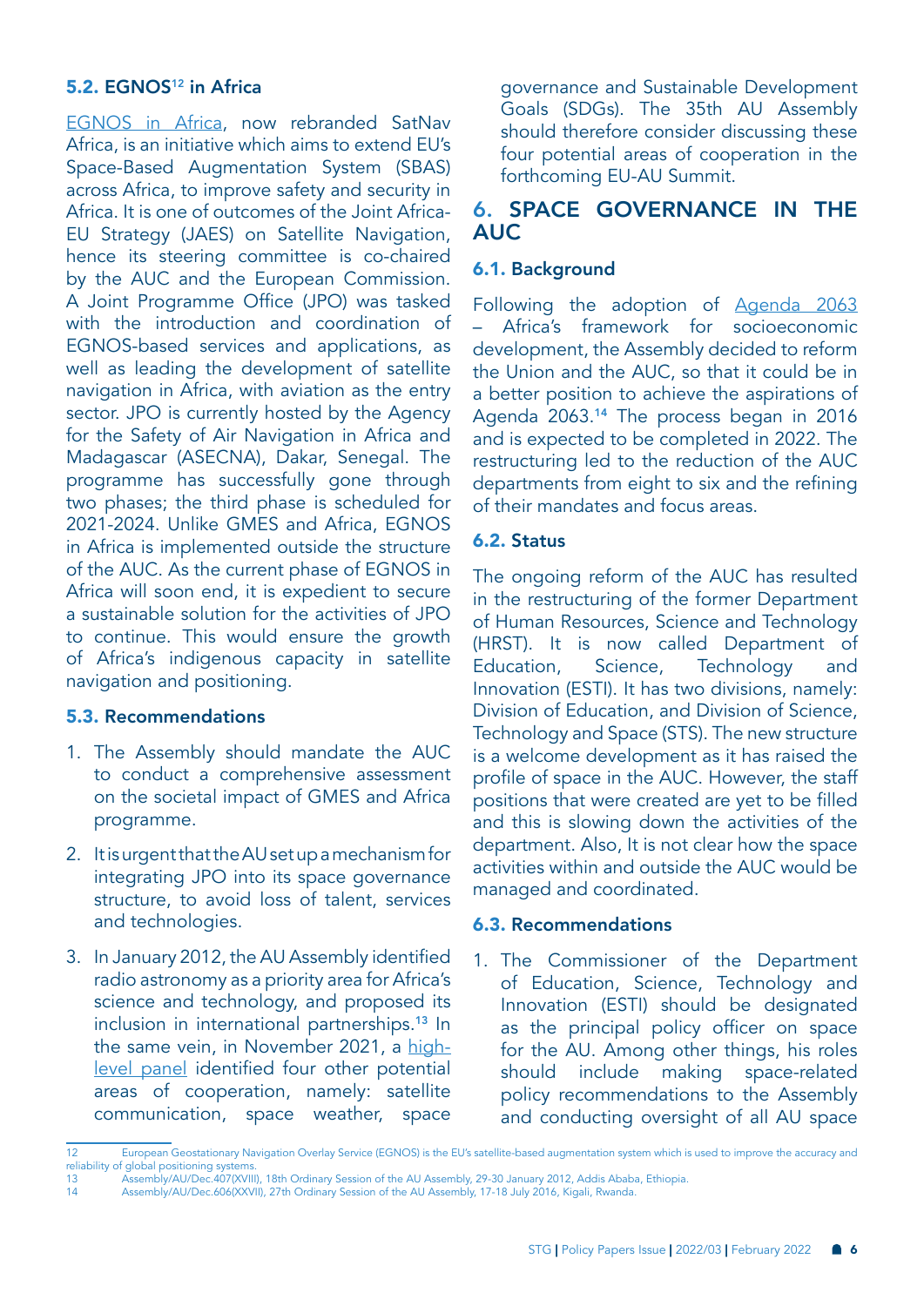### 5.2. EGNOS[12] in Africa

EGNOS in Africa, now rebranded SatNav Africa, is an initiative which aims to extend EU's Space-Based Augmentation System (SBAS) across Africa, to improve safety and security in Africa. It is one of outcomes of the Joint Africa-EU Strategy (JAES) on Satellite Navigation, hence its steering committee is co-chaired by the AUC and the European Commission. A Joint Programme Office (JPO) was tasked with the introduction and coordination of EGNOS-based services and applications, as well as leading the development of satellite navigation in Africa, with aviation as the entry sector. JPO is currently hosted by the Agency for the Safety of Air Navigation in Africa and Madagascar (ASECNA), Dakar, Senegal. The programme has successfully gone through two phases; the third phase is scheduled for 2021-2024. Unlike GMES and Africa, EGNOS in Africa is implemented outside the structure of the AUC. As the current phase of EGNOS in Africa will soon end, it is expedient to secure a sustainable solution for the activities of JPO to continue. This would ensure the growth of Africa's indigenous capacity in satellite navigation and positioning.

### 5.3. Recommendations

1. The Assembly should mandate the AUC to conduct a comprehensive assessment on the societal impact of GMES and Africa programme.
2. It is urgent that the AU set up a mechanism for integrating JPO into its space governance structure, to avoid loss of talent, services and technologies.
3. In January 2012, the AU Assembly identified radio astronomy as a priority area for Africa's science and technology, and proposed its inclusion in international partnerships.[13] In the same vein, in November 2021, a high-level panel identified four other potential areas of cooperation, namely: satellite communication, space weather, space governance and Sustainable Development Goals (SDGs). The 35th AU Assembly should therefore consider discussing these four potential areas of cooperation in the forthcoming EU-AU Summit.

## 6. SPACE GOVERNANCE IN THE AUC

### 6.1. Background

Following the adoption of Agenda 2063 – Africa's framework for socioeconomic development, the Assembly decided to reform the Union and the AUC, so that it could be in a better position to achieve the aspirations of Agenda 2063.[14] The process began in 2016 and is expected to be completed in 2022. The restructuring led to the reduction of the AUC departments from eight to six and the refining of their mandates and focus areas.

### 6.2. Status

The ongoing reform of the AUC has resulted in the restructuring of the former Department of Human Resources, Science and Technology (HRST). It is now called Department of Education, Science, Technology and Innovation (ESTI). It has two divisions, namely: Division of Education, and Division of Science, Technology and Space (STS). The new structure is a welcome development as it has raised the profile of space in the AUC. However, the staff positions that were created are yet to be filled and this is slowing down the activities of the department. Also, It is not clear how the space activities within and outside the AUC would be managed and coordinated.

### 6.3. Recommendations

1. The Commissioner of the Department of Education, Science, Technology and Innovation (ESTI) should be designated as the principal policy officer on space for the AU. Among other things, his roles should include making space-related policy recommendations to the Assembly and conducting oversight of all AU space

---

12 European Geostationary Navigation Overlay Service (EGNOS) is the EU's satellite-based augmentation system which is used to improve the accuracy and reliability of global positioning systems.

13 Assembly/AU/Dec.407(XVIII), 18th Ordinary Session of the AU Assembly, 29-30 January 2012, Addis Ababa, Ethiopia.

14 Assembly/AU/Dec.606(XXVII), 27th Ordinary Session of the AU Assembly, 17-18 July 2016, Kigali, Rwanda.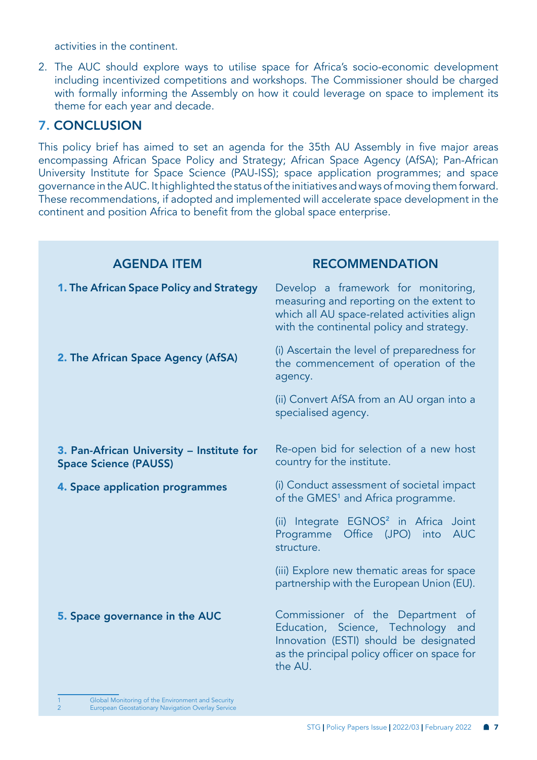activities in the continent.

2. The AUC should explore ways to utilise space for Africa's socio-economic development including incentivized competitions and workshops. The Commissioner should be charged with formally informing the Assembly on how it could leverage on space to implement its theme for each year and decade.

## 7. CONCLUSION

This policy brief has aimed to set an agenda for the 35th AU Assembly in five major areas encompassing African Space Policy and Strategy; African Space Agency (AfSA); Pan-African University Institute for Space Science (PAU-ISS); space application programmes; and space governance in the AUC. It highlighted the status of the initiatives and ways of moving them forward. These recommendations, if adopted and implemented will accelerate space development in the continent and position Africa to benefit from the global space enterprise.

| AGENDA ITEM | RECOMMENDATION |
|---|---|
| **1. The African Space Policy and Strategy** | Develop a framework for monitoring, measuring and reporting on the extent to which all AU space-related activities align with the continental policy and strategy. |
| **2. The African Space Agency (AfSA)** | (i) Ascertain the level of preparedness for the commencement of operation of the agency. |
| | (ii) Convert AfSA from an AU organ into a specialised agency. |
| **3. Pan-African University – Institute for Space Science (PAUSS)** | Re-open bid for selection of a new host country for the institute. |
| **4. Space application programmes** | (i) Conduct assessment of societal impact of the GMES[1] and Africa programme. |
| | (ii) Integrate EGNOS[2] in Africa Joint Programme Office (JPO) into AUC structure. |
| | (iii) Explore new thematic areas for space partnership with the European Union (EU). |
| **5. Space governance in the AUC** | Commissioner of the Department of Education, Science, Technology and Innovation (ESTI) should be designated as the principal policy officer on space for the AU. |

1 Global Monitoring of the Environment and Security
2 European Geostationary Navigation Overlay Service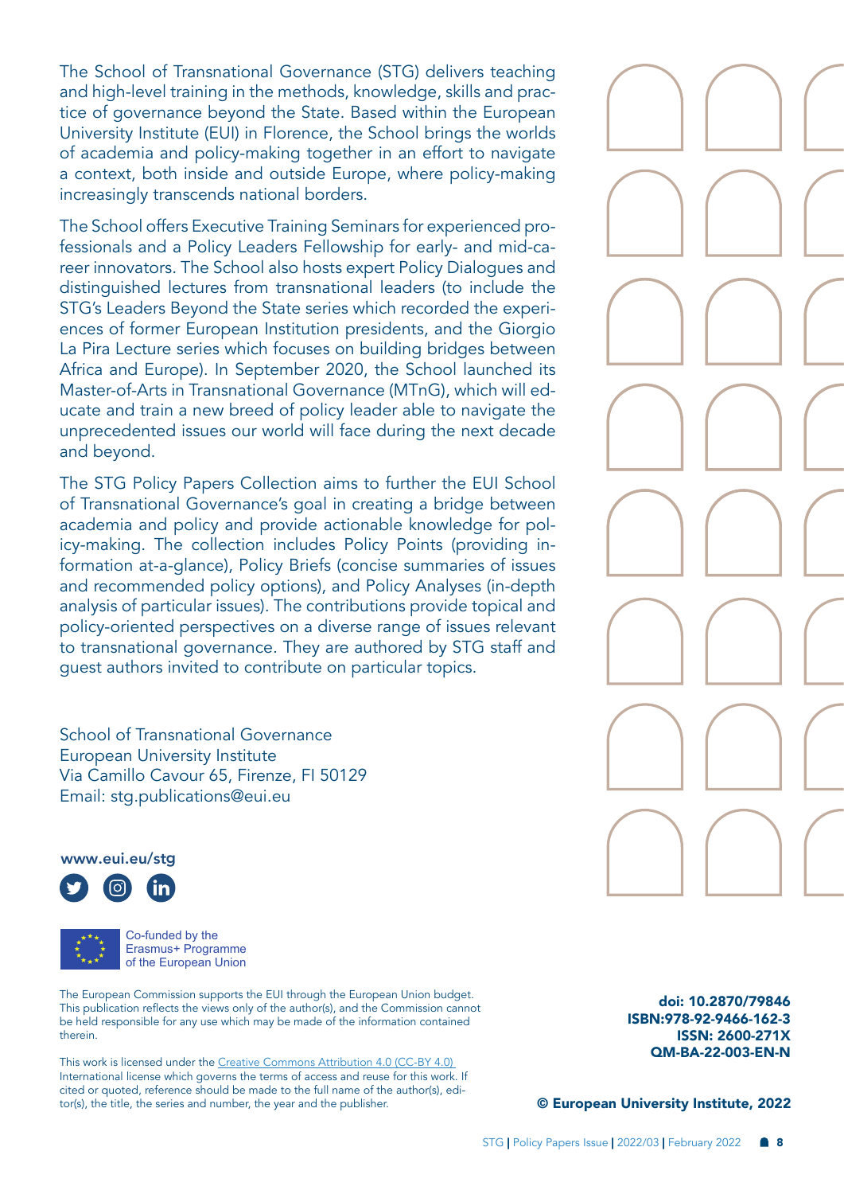The School of Transnational Governance (STG) delivers teaching and high-level training in the methods, knowledge, skills and practice of governance beyond the State. Based within the European University Institute (EUI) in Florence, the School brings the worlds of academia and policy-making together in an effort to navigate a context, both inside and outside Europe, where policy-making increasingly transcends national borders.

The School offers Executive Training Seminars for experienced professionals and a Policy Leaders Fellowship for early- and mid-career innovators. The School also hosts expert Policy Dialogues and distinguished lectures from transnational leaders (to include the STG's Leaders Beyond the State series which recorded the experiences of former European Institution presidents, and the Giorgio La Pira Lecture series which focuses on building bridges between Africa and Europe). In September 2020, the School launched its Master-of-Arts in Transnational Governance (MTnG), which will educate and train a new breed of policy leader able to navigate the unprecedented issues our world will face during the next decade and beyond.

The STG Policy Papers Collection aims to further the EUI School of Transnational Governance's goal in creating a bridge between academia and policy and provide actionable knowledge for policy-making. The collection includes Policy Points (providing information at-a-glance), Policy Briefs (concise summaries of issues and recommended policy options), and Policy Analyses (in-depth analysis of particular issues). The contributions provide topical and policy-oriented perspectives on a diverse range of issues relevant to transnational governance. They are authored by STG staff and guest authors invited to contribute on particular topics.

School of Transnational Governance
European University Institute
Via Camillo Cavour 65, Firenze, FI 50129
Email: stg.publications@eui.eu

**www.eui.eu/stg**

Co-funded by the Erasmus+ Programme of the European Union

The European Commission supports the EUI through the European Union budget. This publication reflects the views only of the author(s), and the Commission cannot be held responsible for any use which may be made of the information contained therein.

This work is licensed under the Creative Commons Attribution 4.0 (CC-BY 4.0) International license which governs the terms of access and reuse for this work. If cited or quoted, reference should be made to the full name of the author(s), editor(s), the title, the series and number, the year and the publisher.

**doi: 10.2870/79846**
**ISBN:978-92-9466-162-3**
**ISSN: 2600-271X**
**QM-BA-22-003-EN-N**

**© European University Institute, 2022**